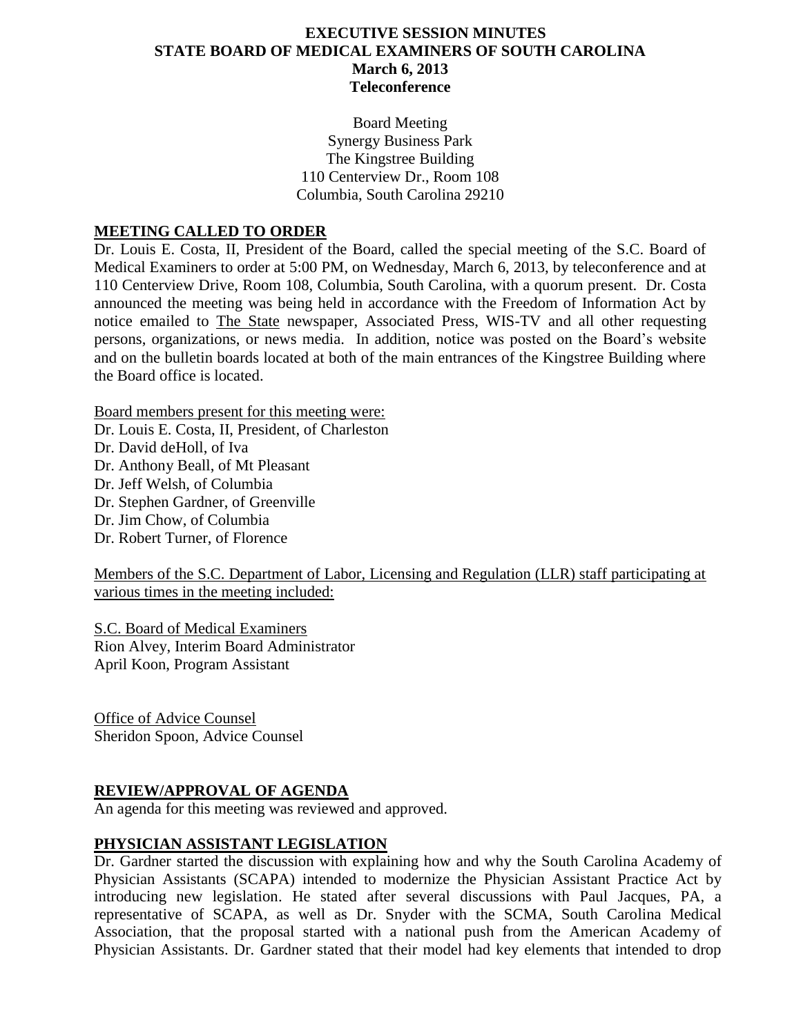# EXECUTIVE SESSION MINUTES
# STATE BOARD OF MEDICAL EXAMINERS OF SOUTH CAROLINA
## March 6, 2013
## Teleconference

Board Meeting
Synergy Business Park
The Kingstree Building
110 Centerview Dr., Room 108
Columbia, South Carolina 29210

## MEETING CALLED TO ORDER

Dr. Louis E. Costa, II, President of the Board, called the special meeting of the S.C. Board of Medical Examiners to order at 5:00 PM, on Wednesday, March 6, 2013, by teleconference and at 110 Centerview Drive, Room 108, Columbia, South Carolina, with a quorum present. Dr. Costa announced the meeting was being held in accordance with the Freedom of Information Act by notice emailed to The State newspaper, Associated Press, WIS-TV and all other requesting persons, organizations, or news media. In addition, notice was posted on the Board's website and on the bulletin boards located at both of the main entrances of the Kingstree Building where the Board office is located.

Board members present for this meeting were:
Dr. Louis E. Costa, II, President, of Charleston
Dr. David deHoll, of Iva
Dr. Anthony Beall, of Mt Pleasant
Dr. Jeff Welsh, of Columbia
Dr. Stephen Gardner, of Greenville
Dr. Jim Chow, of Columbia
Dr. Robert Turner, of Florence

Members of the S.C. Department of Labor, Licensing and Regulation (LLR) staff participating at various times in the meeting included:

S.C. Board of Medical Examiners
Rion Alvey, Interim Board Administrator
April Koon, Program Assistant

Office of Advice Counsel
Sheridon Spoon, Advice Counsel

## REVIEW/APPROVAL OF AGENDA

An agenda for this meeting was reviewed and approved.

## PHYSICIAN ASSISTANT LEGISLATION

Dr. Gardner started the discussion with explaining how and why the South Carolina Academy of Physician Assistants (SCAPA) intended to modernize the Physician Assistant Practice Act by introducing new legislation. He stated after several discussions with Paul Jacques, PA, a representative of SCAPA, as well as Dr. Snyder with the SCMA, South Carolina Medical Association, that the proposal started with a national push from the American Academy of Physician Assistants. Dr. Gardner stated that their model had key elements that intended to drop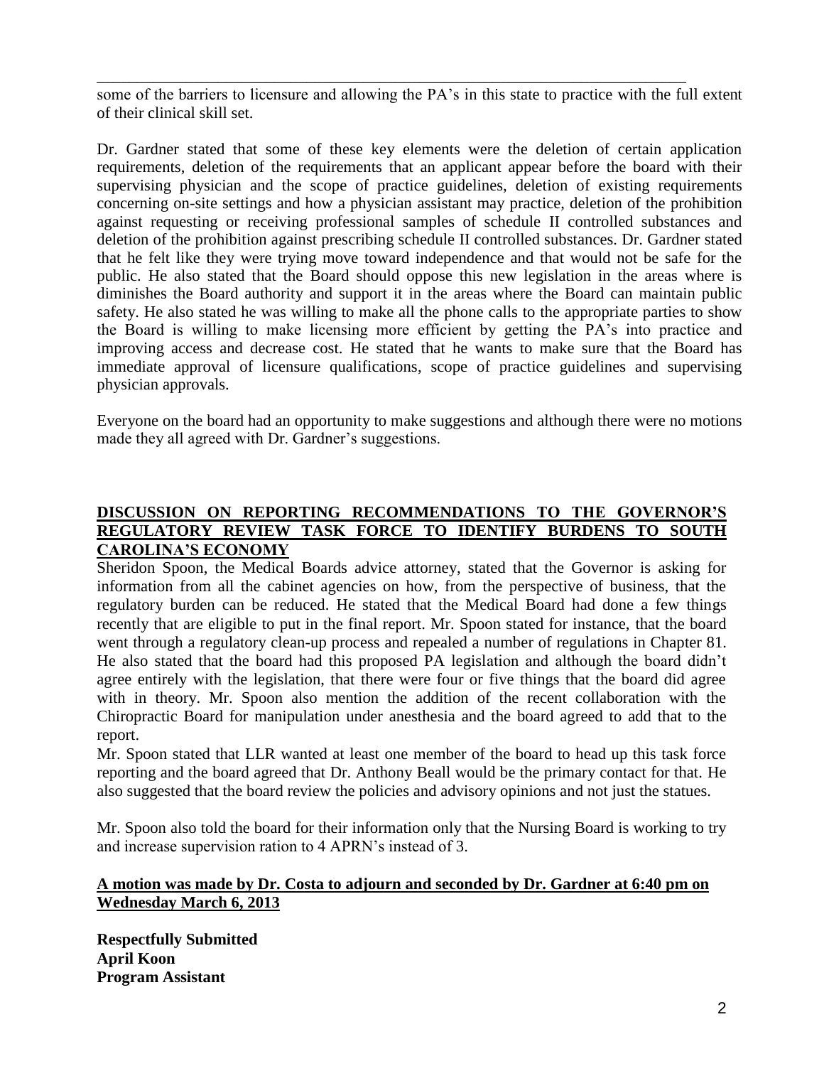some of the barriers to licensure and allowing the PA's in this state to practice with the full extent of their clinical skill set.

Dr. Gardner stated that some of these key elements were the deletion of certain application requirements, deletion of the requirements that an applicant appear before the board with their supervising physician and the scope of practice guidelines, deletion of existing requirements concerning on-site settings and how a physician assistant may practice, deletion of the prohibition against requesting or receiving professional samples of schedule II controlled substances and deletion of the prohibition against prescribing schedule II controlled substances. Dr. Gardner stated that he felt like they were trying move toward independence and that would not be safe for the public. He also stated that the Board should oppose this new legislation in the areas where is diminishes the Board authority and support it in the areas where the Board can maintain public safety. He also stated he was willing to make all the phone calls to the appropriate parties to show the Board is willing to make licensing more efficient by getting the PA's into practice and improving access and decrease cost. He stated that he wants to make sure that the Board has immediate approval of licensure qualifications, scope of practice guidelines and supervising physician approvals.

Everyone on the board had an opportunity to make suggestions and although there were no motions made they all agreed with Dr. Gardner's suggestions.

**DISCUSSION ON REPORTING RECOMMENDATIONS TO THE GOVERNOR'S REGULATORY REVIEW TASK FORCE TO IDENTIFY BURDENS TO SOUTH CAROLINA'S ECONOMY**

Sheridon Spoon, the Medical Boards advice attorney, stated that the Governor is asking for information from all the cabinet agencies on how, from the perspective of business, that the regulatory burden can be reduced. He stated that the Medical Board had done a few things recently that are eligible to put in the final report. Mr. Spoon stated for instance, that the board went through a regulatory clean-up process and repealed a number of regulations in Chapter 81. He also stated that the board had this proposed PA legislation and although the board didn't agree entirely with the legislation, that there were four or five things that the board did agree with in theory. Mr. Spoon also mention the addition of the recent collaboration with the Chiropractic Board for manipulation under anesthesia and the board agreed to add that to the report.

Mr. Spoon stated that LLR wanted at least one member of the board to head up this task force reporting and the board agreed that Dr. Anthony Beall would be the primary contact for that. He also suggested that the board review the policies and advisory opinions and not just the statues.

Mr. Spoon also told the board for their information only that the Nursing Board is working to try and increase supervision ration to 4 APRN's instead of 3.

**A motion was made by Dr. Costa to adjourn and seconded by Dr. Gardner at 6:40 pm on Wednesday March 6, 2013**

**Respectfully Submitted**
**April Koon**
**Program Assistant**